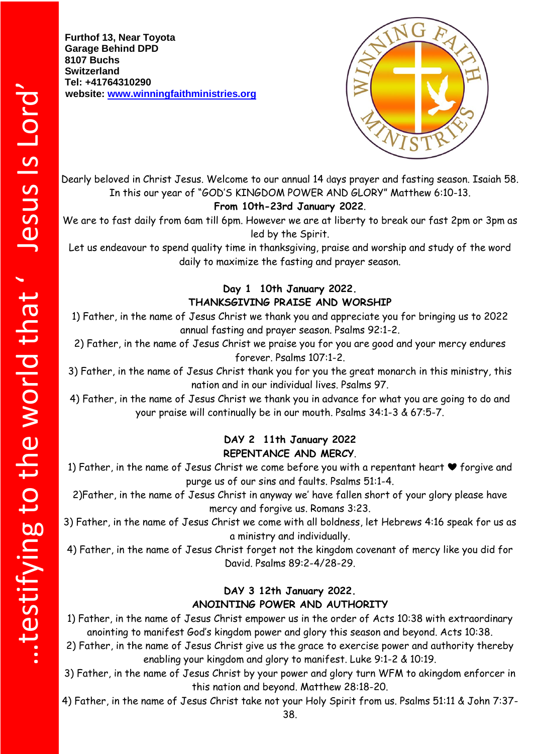…testifying to the world that ‘ Jesus Is Lord’

**Furthof 13, Near Toyota Garage Behind DPD**
**8107 Buchs**
**Switzerland**
**Tel: +41764310290**
**website: [www.winningfaithministries.org](http://www.winningfaithministries.org)**

Dearly beloved in Christ Jesus. Welcome to our annual 14 days prayer and fasting season. Isaiah 58. In this our year of "GOD'S KINGDOM POWER AND GLORY" Matthew 6:10-13.

**From 10th-23rd January 2022.**

We are to fast daily from 6am till 6pm. However we are at liberty to break our fast 2pm or 3pm as led by the Spirit.

Let us endeavour to spend quality time in thanksgiving, praise and worship and study of the word daily to maximize the fasting and prayer season.

## Day 1 10th January 2022.

### THANKSGIVING PRAISE AND WORSHIP

1) Father, in the name of Jesus Christ we thank you and appreciate you for bringing us to 2022 annual fasting and prayer season. Psalms 92:1-2.
2) Father, in the name of Jesus Christ we praise you for you are good and your mercy endures forever. Psalms 107:1-2.
3) Father, in the name of Jesus Christ thank you for you the great monarch in this ministry, this nation and in our individual lives. Psalms 97.
4) Father, in the name of Jesus Christ we thank you in advance for what you are going to do and your praise will continually be in our mouth. Psalms 34:1-3 & 67:5-7.

## DAY 2 11th January 2022

### REPENTANCE AND MERCY.

1) Father, in the name of Jesus Christ we come before you with a repentant heart ❤ forgive and purge us of our sins and faults. Psalms 51:1-4.
2)Father, in the name of Jesus Christ in anyway we' have fallen short of your glory please have mercy and forgive us. Romans 3:23.
3) Father, in the name of Jesus Christ we come with all boldness, let Hebrews 4:16 speak for us as a ministry and individually.
4) Father, in the name of Jesus Christ forget not the kingdom covenant of mercy like you did for David. Psalms 89:2-4/28-29.

## DAY 3 12th January 2022.

### ANOINTING POWER AND AUTHORITY

1) Father, in the name of Jesus Christ empower us in the order of Acts 10:38 with extraordinary anointing to manifest God's kingdom power and glory this season and beyond. Acts 10:38.
2) Father, in the name of Jesus Christ give us the grace to exercise power and authority thereby enabling your kingdom and glory to manifest. Luke 9:1-2 & 10:19.
3) Father, in the name of Jesus Christ by your power and glory turn WFM to akingdom enforcer in this nation and beyond. Matthew 28:18-20.
4) Father, in the name of Jesus Christ take not your Holy Spirit from us. Psalms 51:11 & John 7:37-38.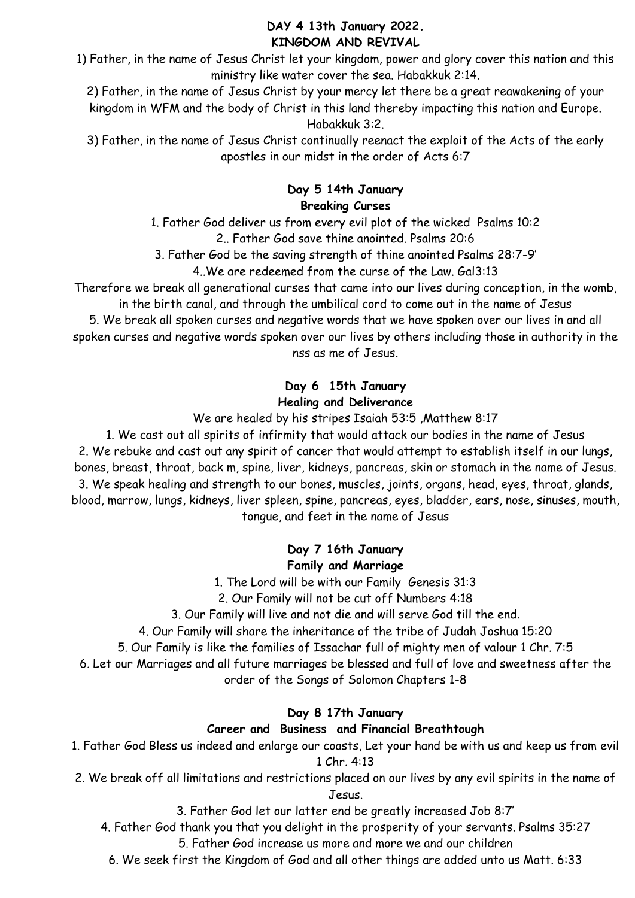**DAY 4 13th January 2022.**
**KINGDOM AND REVIVAL**

1) Father, in the name of Jesus Christ let your kingdom, power and glory cover this nation and this ministry like water cover the sea. Habakkuk 2:14.

2) Father, in the name of Jesus Christ by your mercy let there be a great reawakening of your kingdom in WFM and the body of Christ in this land thereby impacting this nation and Europe. Habakkuk 3:2.

3) Father, in the name of Jesus Christ continually reenact the exploit of the Acts of the early apostles in our midst in the order of Acts 6:7

**Day 5 14th January**
**Breaking Curses**

1. Father God deliver us from every evil plot of the wicked Psalms 10:2
2.. Father God save thine anointed. Psalms 20:6
3. Father God be the saving strength of thine anointed Psalms 28:7-9'
4..We are redeemed from the curse of the Law. Gal3:13
Therefore we break all generational curses that came into our lives during conception, in the womb, in the birth canal, and through the umbilical cord to come out in the name of Jesus
5. We break all spoken curses and negative words that we have spoken over our lives in and all spoken curses and negative words spoken over our lives by others including those in authority in the nss as me of Jesus.

**Day 6 15th January**
**Healing and Deliverance**

We are healed by his stripes Isaiah 53:5 ,Matthew 8:17
1. We cast out all spirits of infirmity that would attack our bodies in the name of Jesus
2. We rebuke and cast out any spirit of cancer that would attempt to establish itself in our lungs, bones, breast, throat, back m, spine, liver, kidneys, pancreas, skin or stomach in the name of Jesus.
3. We speak healing and strength to our bones, muscles, joints, organs, head, eyes, throat, glands, blood, marrow, lungs, kidneys, liver spleen, spine, pancreas, eyes, bladder, ears, nose, sinuses, mouth, tongue, and feet in the name of Jesus

**Day 7 16th January**
**Family and Marriage**

1. The Lord will be with our Family Genesis 31:3
2. Our Family will not be cut off Numbers 4:18
3. Our Family will live and not die and will serve God till the end.
4. Our Family will share the inheritance of the tribe of Judah Joshua 15:20
5. Our Family is like the families of Issachar full of mighty men of valour 1 Chr. 7:5
6. Let our Marriages and all future marriages be blessed and full of love and sweetness after the order of the Songs of Solomon Chapters 1-8

**Day 8 17th January**
**Career and Business and Financial Breathtough**

1. Father God Bless us indeed and enlarge our coasts, Let your hand be with us and keep us from evil 1 Chr. 4:13
2. We break off all limitations and restrictions placed on our lives by any evil spirits in the name of Jesus.
3. Father God let our latter end be greatly increased Job 8:7'
4. Father God thank you that you delight in the prosperity of your servants. Psalms 35:27
5. Father God increase us more and more we and our children
6. We seek first the Kingdom of God and all other things are added unto us Matt. 6:33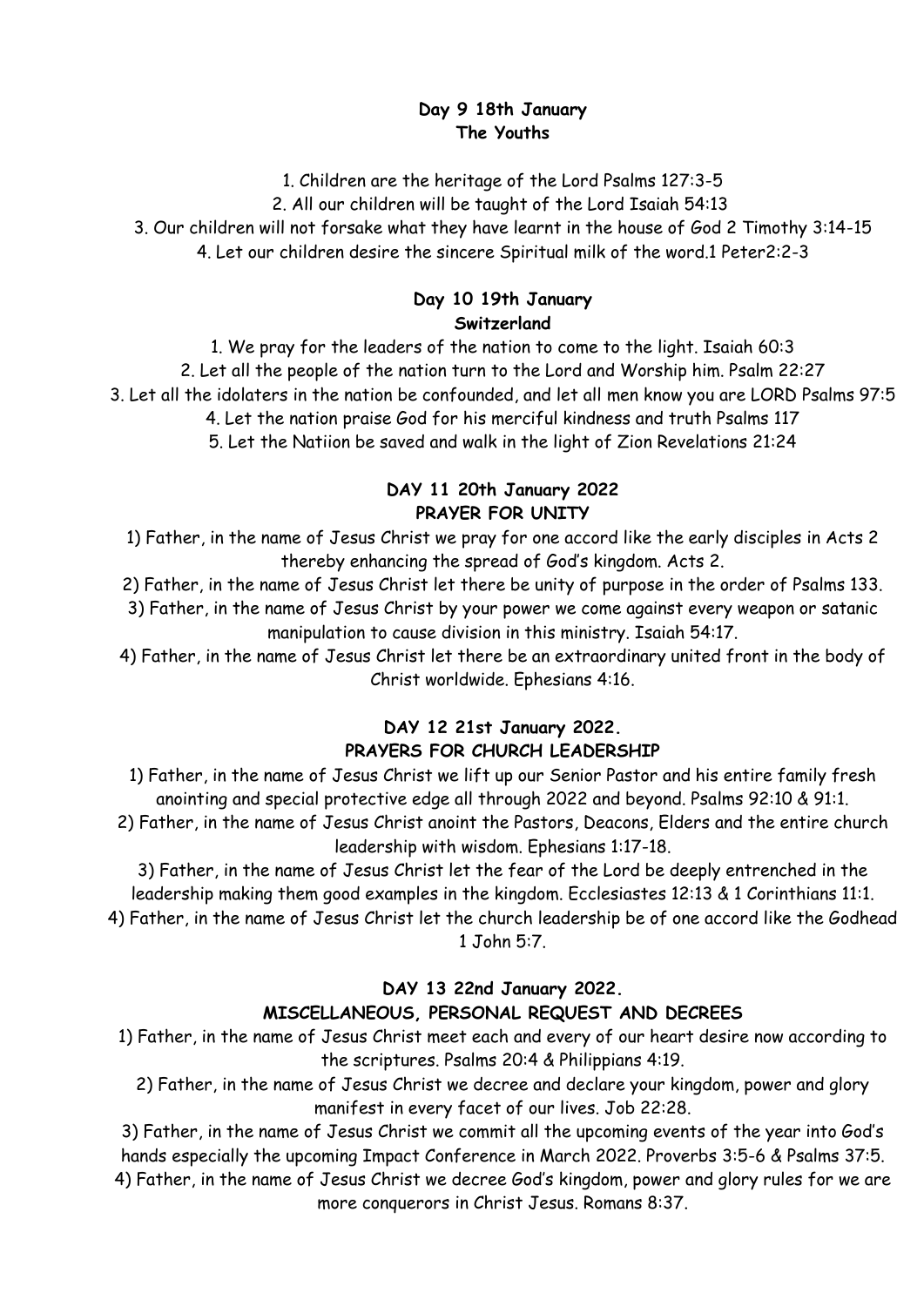**Day 9 18th January**
**The Youths**

1. Children are the heritage of the Lord Psalms 127:3-5
2. All our children will be taught of the Lord Isaiah 54:13
3. Our children will not forsake what they have learnt in the house of God 2 Timothy 3:14-15
4. Let our children desire the sincere Spiritual milk of the word.1 Peter2:2-3

**Day 10 19th January**
**Switzerland**

1. We pray for the leaders of the nation to come to the light. Isaiah 60:3
2. Let all the people of the nation turn to the Lord and Worship him. Psalm 22:27
3. Let all the idolaters in the nation be confounded, and let all men know you are LORD Psalms 97:5
4. Let the nation praise God for his merciful kindness and truth Psalms 117
5. Let the Natiion be saved and walk in the light of Zion Revelations 21:24

**DAY 11 20th January 2022**
**PRAYER FOR UNITY**

1) Father, in the name of Jesus Christ we pray for one accord like the early disciples in Acts 2 thereby enhancing the spread of God's kingdom. Acts 2.
2) Father, in the name of Jesus Christ let there be unity of purpose in the order of Psalms 133.
3) Father, in the name of Jesus Christ by your power we come against every weapon or satanic manipulation to cause division in this ministry. Isaiah 54:17.
4) Father, in the name of Jesus Christ let there be an extraordinary united front in the body of Christ worldwide. Ephesians 4:16.

**DAY 12 21st January 2022.**
**PRAYERS FOR CHURCH LEADERSHIP**

1) Father, in the name of Jesus Christ we lift up our Senior Pastor and his entire family fresh anointing and special protective edge all through 2022 and beyond. Psalms 92:10 & 91:1.
2) Father, in the name of Jesus Christ anoint the Pastors, Deacons, Elders and the entire church leadership with wisdom. Ephesians 1:17-18.
3) Father, in the name of Jesus Christ let the fear of the Lord be deeply entrenched in the leadership making them good examples in the kingdom. Ecclesiastes 12:13 & 1 Corinthians 11:1.
4) Father, in the name of Jesus Christ let the church leadership be of one accord like the Godhead 1 John 5:7.

**DAY 13 22nd January 2022.**
**MISCELLANEOUS, PERSONAL REQUEST AND DECREES**

1) Father, in the name of Jesus Christ meet each and every of our heart desire now according to the scriptures. Psalms 20:4 & Philippians 4:19.
2) Father, in the name of Jesus Christ we decree and declare your kingdom, power and glory manifest in every facet of our lives. Job 22:28.
3) Father, in the name of Jesus Christ we commit all the upcoming events of the year into God's hands especially the upcoming Impact Conference in March 2022. Proverbs 3:5-6 & Psalms 37:5.
4) Father, in the name of Jesus Christ we decree God's kingdom, power and glory rules for we are more conquerors in Christ Jesus. Romans 8:37.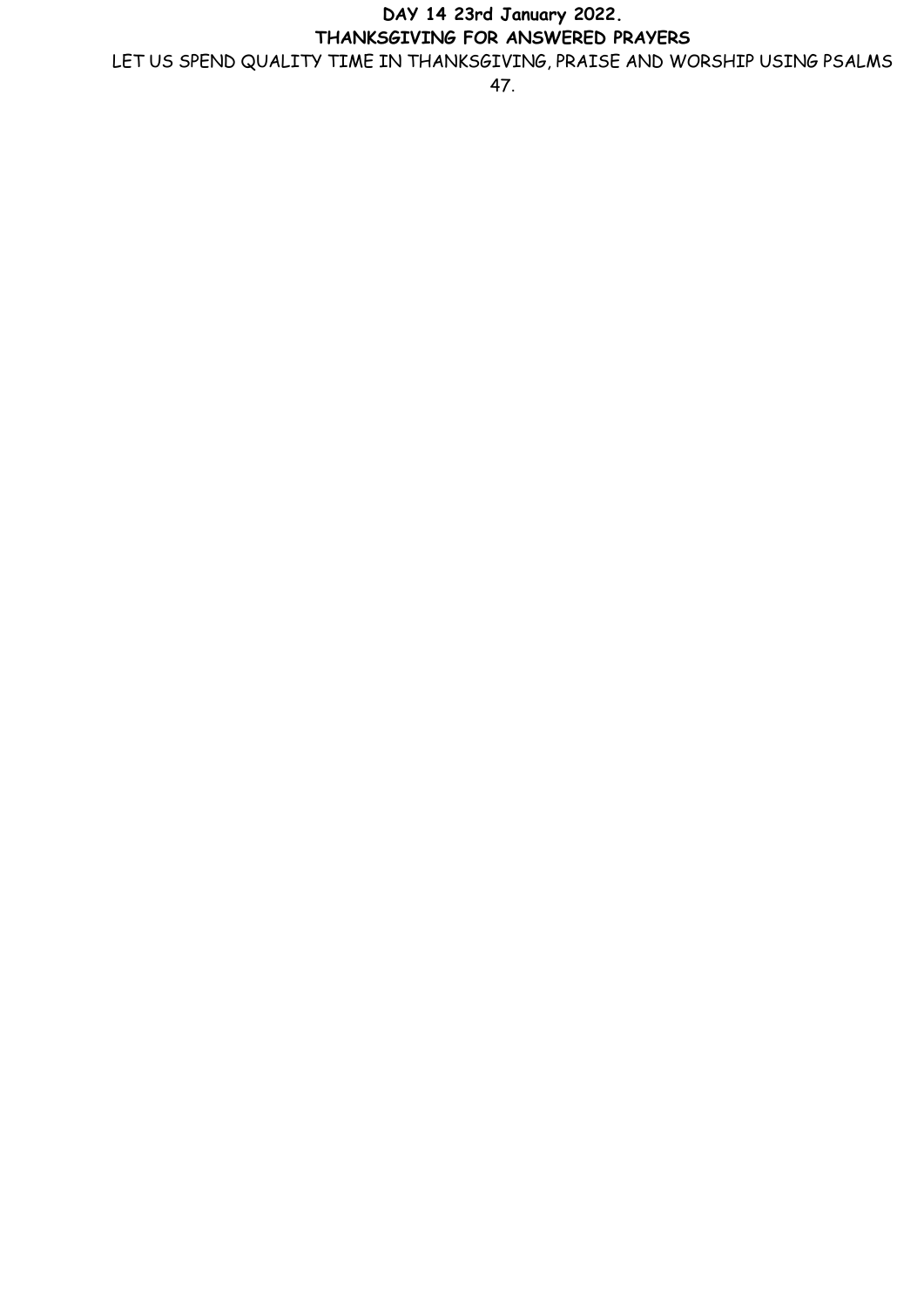**DAY 14 23rd January 2022.**

**THANKSGIVING FOR ANSWERED PRAYERS**

LET US SPEND QUALITY TIME IN THANKSGIVING, PRAISE AND WORSHIP USING PSALMS 47.